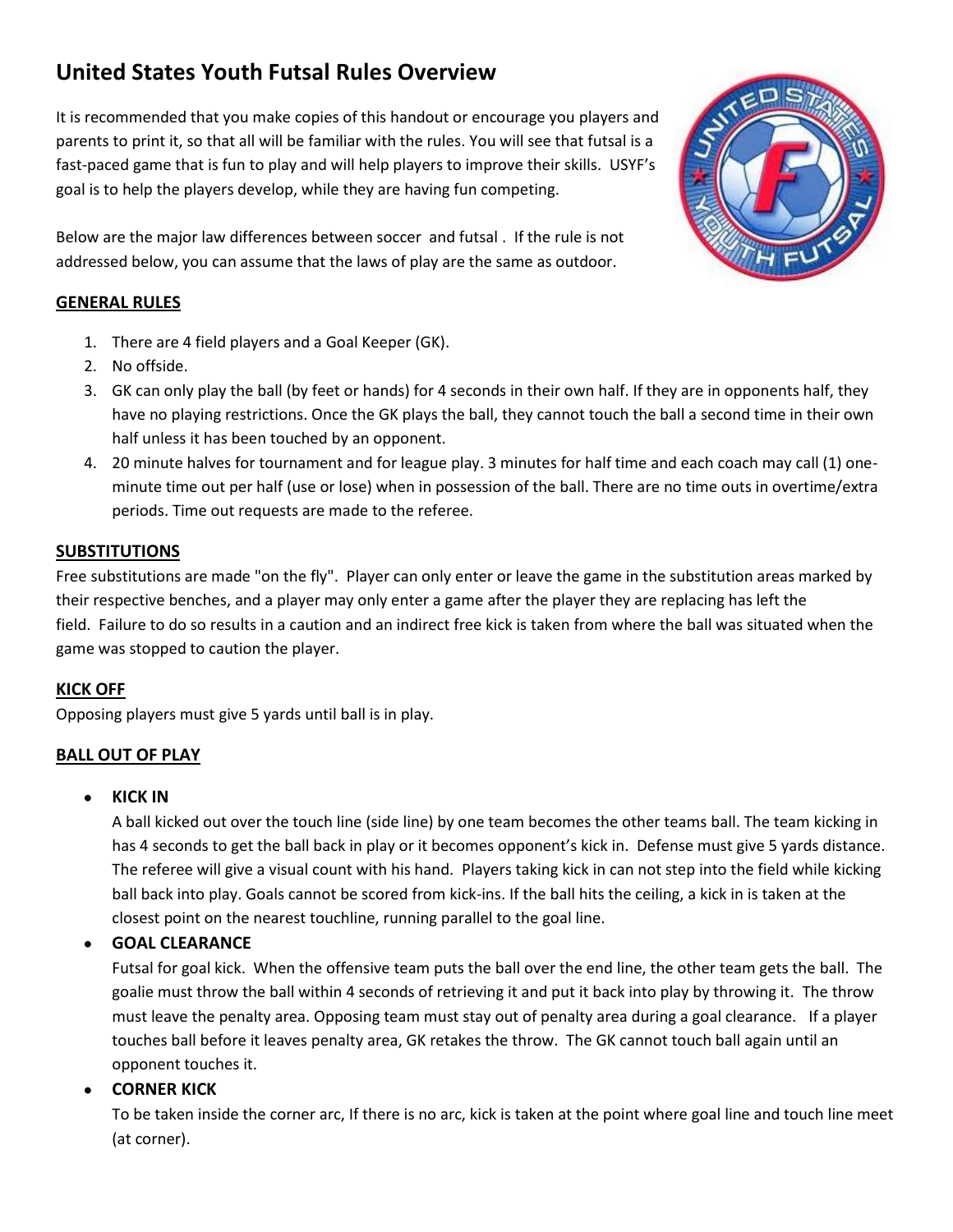# United States Youth Futsal Rules Overview

It is recommended that you make copies of this handout or encourage you players and parents to print it, so that all will be familiar with the rules. You will see that futsal is a fast-paced game that is fun to play and will help players to improve their skills. USYF's goal is to help the players develop, while they are having fun competing.

Below are the major law differences between soccer and futsal . If the rule is not addressed below, you can assume that the laws of play are the same as outdoor.

## GENERAL RULES

1. There are 4 field players and a Goal Keeper (GK).
2. No offside.
3. GK can only play the ball (by feet or hands) for 4 seconds in their own half. If they are in opponents half, they have no playing restrictions. Once the GK plays the ball, they cannot touch the ball a second time in their own half unless it has been touched by an opponent.
4. 20 minute halves for tournament and for league play. 3 minutes for half time and each coach may call (1) one-minute time out per half (use or lose) when in possession of the ball. There are no time outs in overtime/extra periods. Time out requests are made to the referee.

## SUBSTITUTIONS

Free substitutions are made "on the fly". Player can only enter or leave the game in the substitution areas marked by their respective benches, and a player may only enter a game after the player they are replacing has left the field. Failure to do so results in a caution and an indirect free kick is taken from where the ball was situated when the game was stopped to caution the player.

## KICK OFF

Opposing players must give 5 yards until ball is in play.

## BALL OUT OF PLAY

- **KICK IN**
  A ball kicked out over the touch line (side line) by one team becomes the other teams ball. The team kicking in has 4 seconds to get the ball back in play or it becomes opponent's kick in. Defense must give 5 yards distance. The referee will give a visual count with his hand. Players taking kick in can not step into the field while kicking ball back into play. Goals cannot be scored from kick-ins. If the ball hits the ceiling, a kick in is taken at the closest point on the nearest touchline, running parallel to the goal line.
- **GOAL CLEARANCE**
  Futsal for goal kick. When the offensive team puts the ball over the end line, the other team gets the ball. The goalie must throw the ball within 4 seconds of retrieving it and put it back into play by throwing it. The throw must leave the penalty area. Opposing team must stay out of penalty area during a goal clearance. If a player touches ball before it leaves penalty area, GK retakes the throw. The GK cannot touch ball again until an opponent touches it.
- **CORNER KICK**
  To be taken inside the corner arc, If there is no arc, kick is taken at the point where goal line and touch line meet (at corner).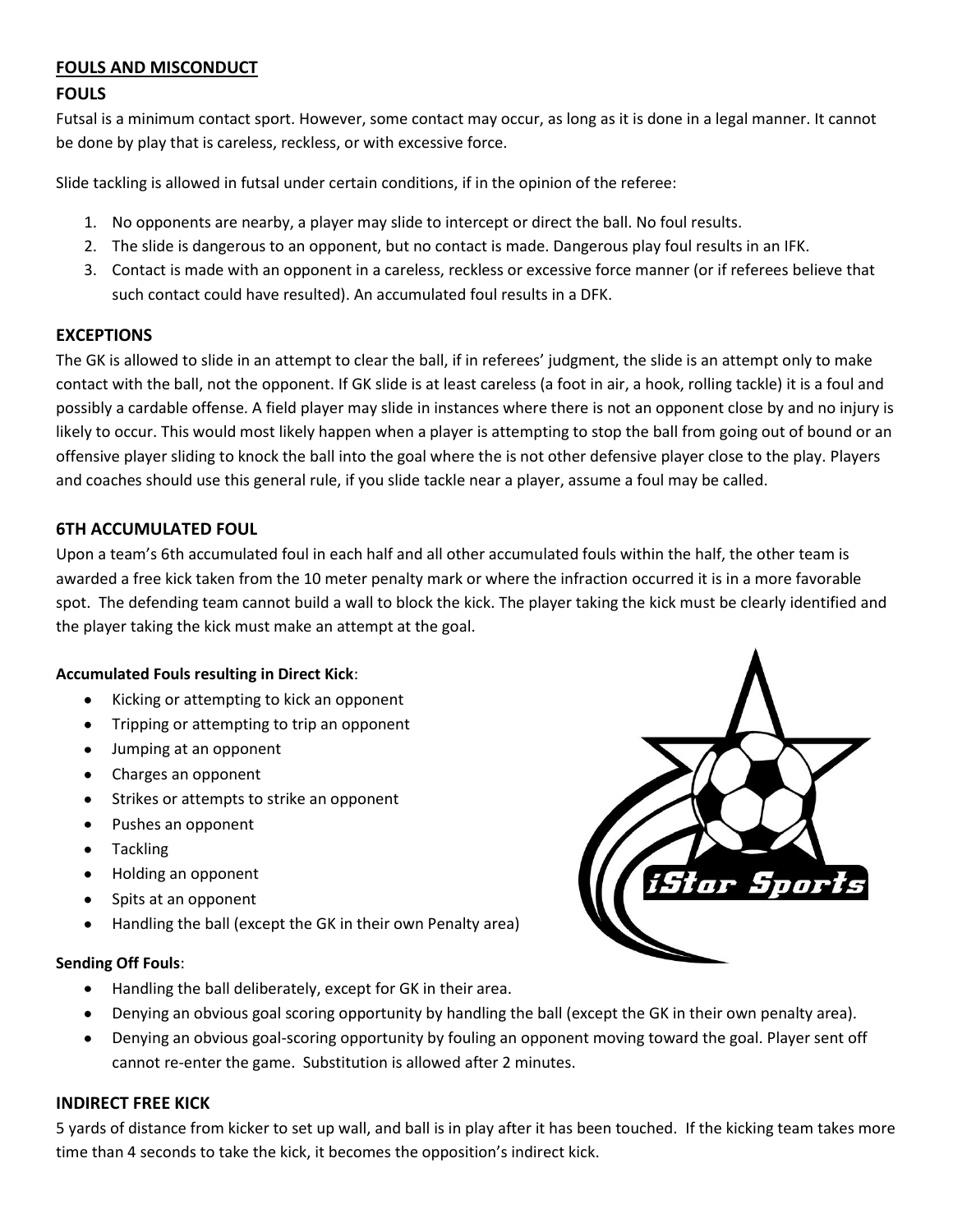## FOULS AND MISCONDUCT

### FOULS

Futsal is a minimum contact sport. However, some contact may occur, as long as it is done in a legal manner. It cannot be done by play that is careless, reckless, or with excessive force.

Slide tackling is allowed in futsal under certain conditions, if in the opinion of the referee:

1. No opponents are nearby, a player may slide to intercept or direct the ball. No foul results.
2. The slide is dangerous to an opponent, but no contact is made. Dangerous play foul results in an IFK.
3. Contact is made with an opponent in a careless, reckless or excessive force manner (or if referees believe that such contact could have resulted). An accumulated foul results in a DFK.

### EXCEPTIONS

The GK is allowed to slide in an attempt to clear the ball, if in referees' judgment, the slide is an attempt only to make contact with the ball, not the opponent. If GK slide is at least careless (a foot in air, a hook, rolling tackle) it is a foul and possibly a cardable offense. A field player may slide in instances where there is not an opponent close by and no injury is likely to occur. This would most likely happen when a player is attempting to stop the ball from going out of bound or an offensive player sliding to knock the ball into the goal where the is not other defensive player close to the play. Players and coaches should use this general rule, if you slide tackle near a player, assume a foul may be called.

### 6TH ACCUMULATED FOUL

Upon a team's 6th accumulated foul in each half and all other accumulated fouls within the half, the other team is awarded a free kick taken from the 10 meter penalty mark or where the infraction occurred it is in a more favorable spot. The defending team cannot build a wall to block the kick. The player taking the kick must be clearly identified and the player taking the kick must make an attempt at the goal.

**Accumulated Fouls resulting in Direct Kick**:

- Kicking or attempting to kick an opponent
- Tripping or attempting to trip an opponent
- Jumping at an opponent
- Charges an opponent
- Strikes or attempts to strike an opponent
- Pushes an opponent
- Tackling
- Holding an opponent
- Spits at an opponent
- Handling the ball (except the GK in their own Penalty area)

**Sending Off Fouls**:

- Handling the ball deliberately, except for GK in their area.
- Denying an obvious goal scoring opportunity by handling the ball (except the GK in their own penalty area).
- Denying an obvious goal-scoring opportunity by fouling an opponent moving toward the goal. Player sent off cannot re-enter the game. Substitution is allowed after 2 minutes.

### INDIRECT FREE KICK

5 yards of distance from kicker to set up wall, and ball is in play after it has been touched. If the kicking team takes more time than 4 seconds to take the kick, it becomes the opposition's indirect kick.